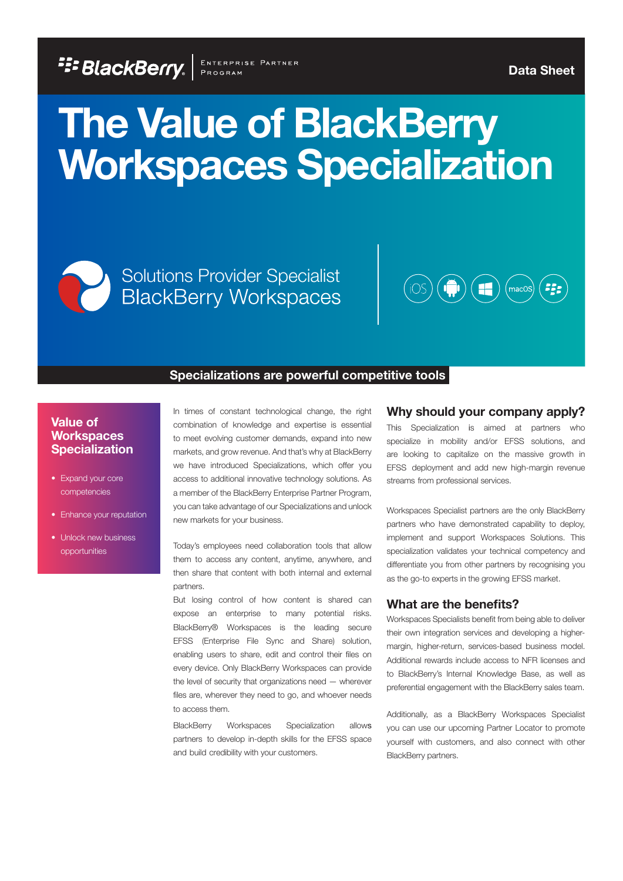BlackBerry Enterprise Partner Program

Data Sheet

# The Value of BlackBerry Workspaces Specialization

Solutions Provider Specialist
BlackBerry Workspaces

iOS macOS

## Specializations are powerful competitive tools

### Value of Workspaces Specialization

- Expand your core competencies
- Enhance your reputation
- Unlock new business opportunities

In times of constant technological change, the right combination of knowledge and expertise is essential to meet evolving customer demands, expand into new markets, and grow revenue. And that's why at BlackBerry we have introduced Specializations, which offer you access to additional innovative technology solutions. As a member of the BlackBerry Enterprise Partner Program, you can take advantage of our Specializations and unlock new markets for your business.

Today's employees need collaboration tools that allow them to access any content, anytime, anywhere, and then share that content with both internal and external partners.

But losing control of how content is shared can expose an enterprise to many potential risks. BlackBerry® Workspaces is the leading secure EFSS (Enterprise File Sync and Share) solution, enabling users to share, edit and control their files on every device. Only BlackBerry Workspaces can provide the level of security that organizations need — wherever files are, wherever they need to go, and whoever needs to access them.

BlackBerry Workspaces Specialization allows partners to develop in-depth skills for the EFSS space and build credibility with your customers.

## Why should your company apply?

This Specialization is aimed at partners who specialize in mobility and/or EFSS solutions, and are looking to capitalize on the massive growth in EFSS deployment and add new high-margin revenue streams from professional services.

Workspaces Specialist partners are the only BlackBerry partners who have demonstrated capability to deploy, implement and support Workspaces Solutions. This specialization validates your technical competency and differentiate you from other partners by recognising you as the go-to experts in the growing EFSS market.

## What are the benefits?

Workspaces Specialists benefit from being able to deliver their own integration services and developing a higher-margin, higher-return, services-based business model. Additional rewards include access to NFR licenses and to BlackBerry's Internal Knowledge Base, as well as preferential engagement with the BlackBerry sales team.

Additionally, as a BlackBerry Workspaces Specialist you can use our upcoming Partner Locator to promote yourself with customers, and also connect with other BlackBerry partners.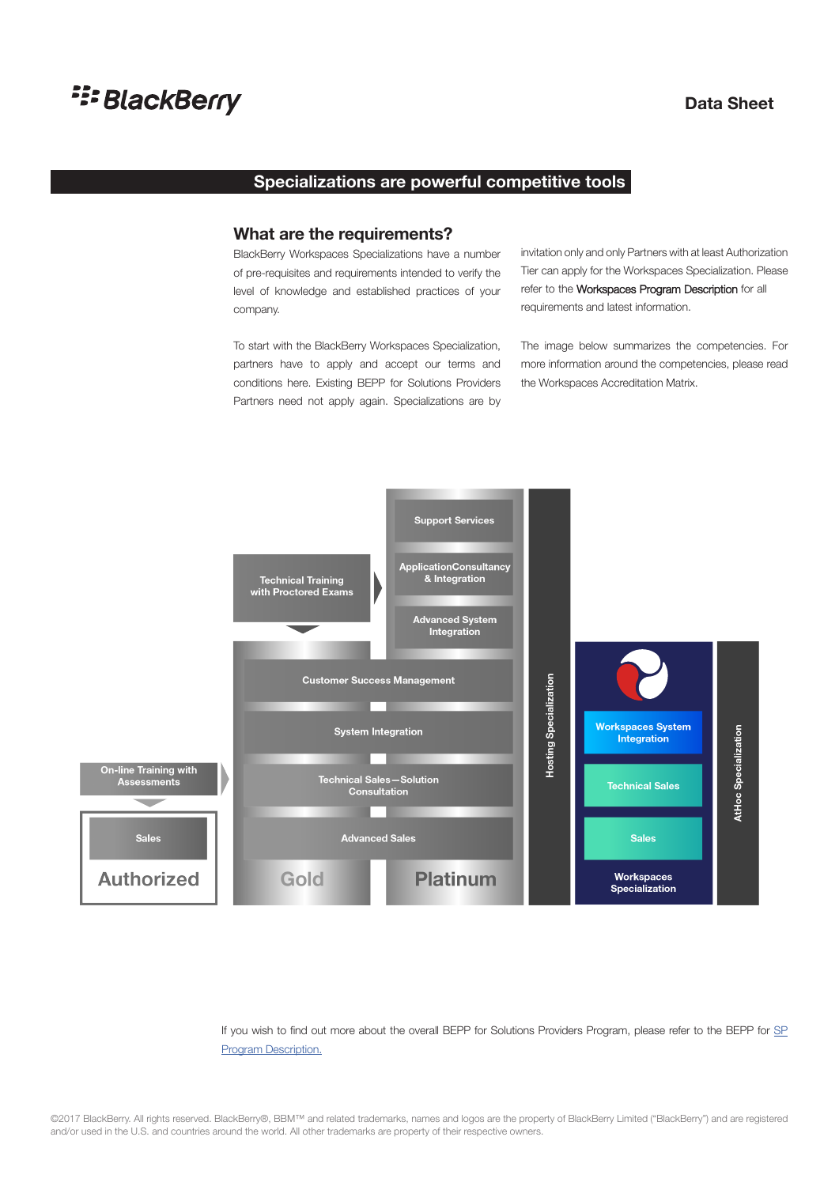## Specializations are powerful competitive tools

### What are the requirements?

BlackBerry Workspaces Specializations have a number of pre-requisites and requirements intended to verify the level of knowledge and established practices of your company.

To start with the BlackBerry Workspaces Specialization, partners have to apply and accept our terms and conditions here. Existing BEPP for Solutions Providers Partners need not apply again. Specializations are by invitation only and only Partners with at least Authorization Tier can apply for the Workspaces Specialization. Please refer to the Workspaces Program Description for all requirements and latest information.

The image below summarizes the competencies. For more information around the competencies, please read the Workspaces Accreditation Matrix.

Support Services

ApplicationConsultancy & Integration

Advanced System Integration

Technical Training with Proctored Exams

Customer Success Management

System Integration

Technical Sales—Solution Consultation

Advanced Sales

On-line Training with Assessments

Sales

Authorized

Gold

Platinum

Hosting Specialization

Workspaces System Integration

Technical Sales

Sales

Workspaces Specialization

AtHoc Specialization

If you wish to find out more about the overall BEPP for Solutions Providers Program, please refer to the BEPP for [SP Program Description.]

©2017 BlackBerry. All rights reserved. BlackBerry®, BBM™ and related trademarks, names and logos are the property of BlackBerry Limited ("BlackBerry") and are registered and/or used in the U.S. and countries around the world. All other trademarks are property of their respective owners.